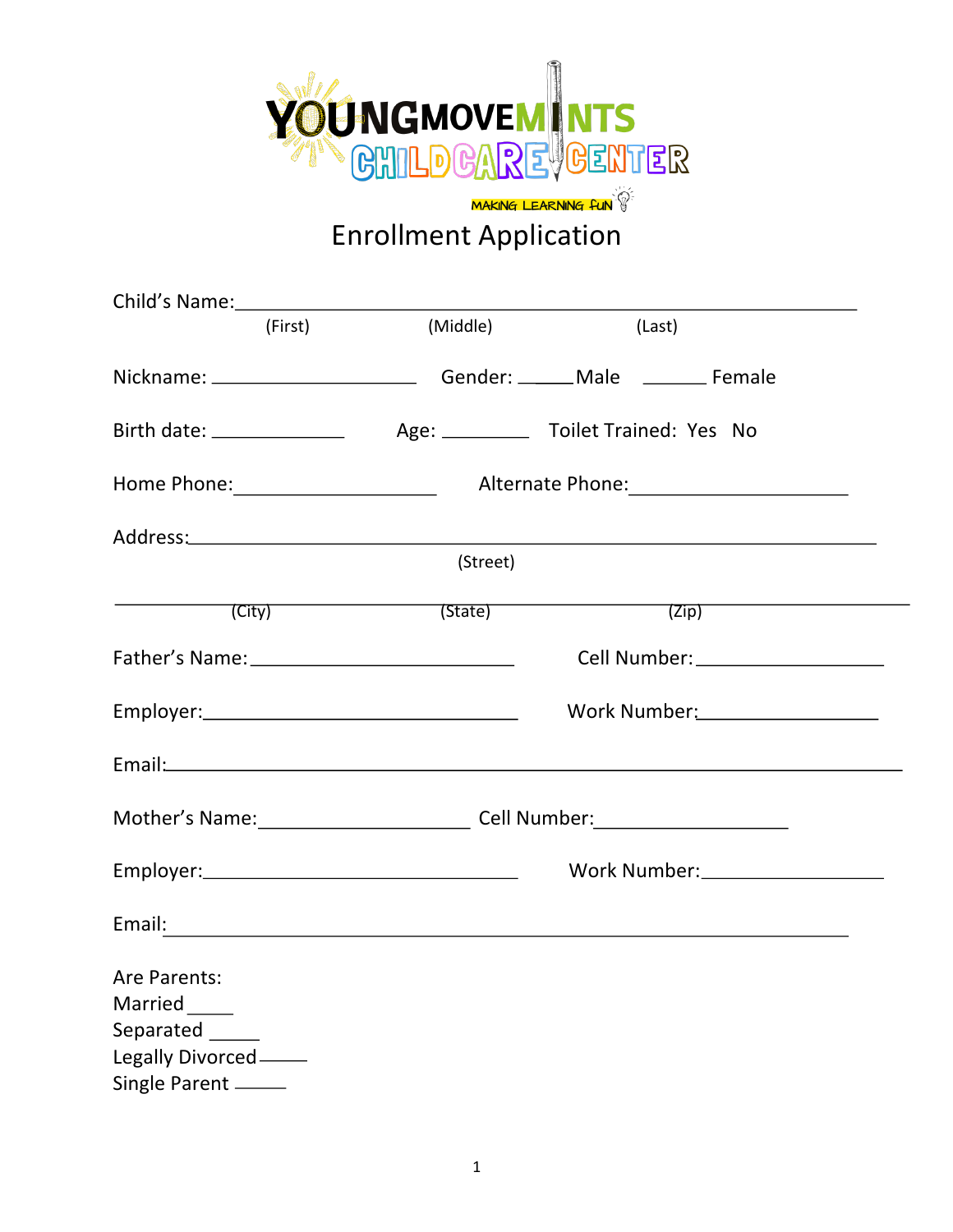# YOUNGMOVEMINTS CHILDCARE CENTER

MAKING LEARNING FUN

## Enrollment Application

Child's Name:___________________________________________________________

(First)      (Middle)      (Last)

Nickname: ____________________ Gender: _____Male _______ Female

Birth date: ______________ Age: _________ Toilet Trained: Yes No

Home Phone:____________________ Alternate Phone:_____________________

Address:_______________________________________________________________

(Street)

_______________________________________________________________________

(City)      (State)      (Zip)

Father's Name:__________________________ Cell Number:__________________

Employer:____________________________ Work Number:_________________

Email:_________________________________________________________________

Mother's Name:____________________ Cell Number:__________________

Employer:____________________________ Work Number:_________________

Email:_________________________________________________________________

Are Parents:

Married _____

Separated _____

Legally Divorced _____

Single Parent _____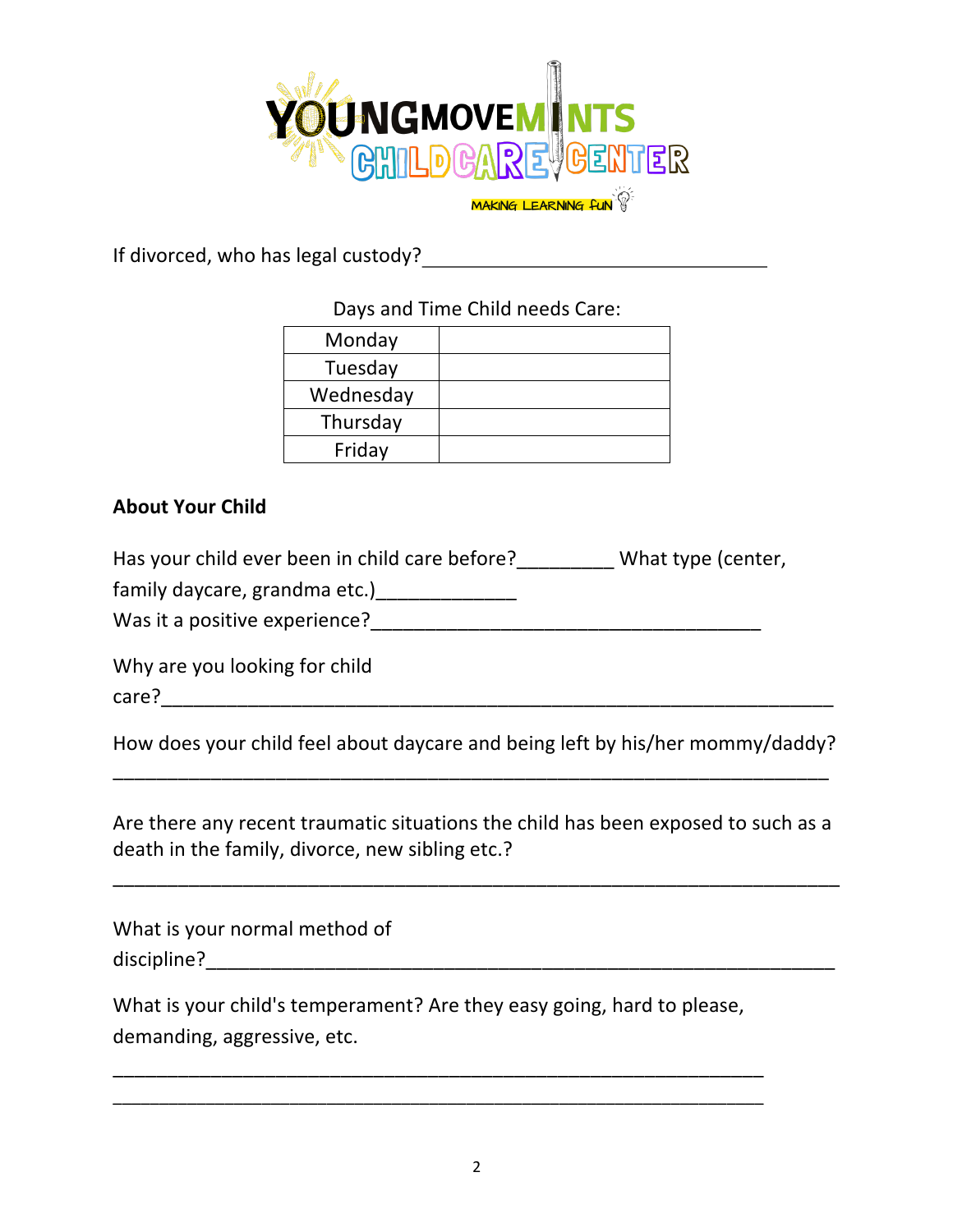If divorced, who has legal custody?________________________________

Days and Time Child needs Care:

| Monday | |
|---|---|
| Tuesday | |
| Wednesday | |
| Thursday | |
| Friday | |

**About Your Child**

Has your child ever been in child care before?_________ What type (center, family daycare, grandma etc.)_____________

Was it a positive experience?____________________________________

Why are you looking for child care?____________________________________________________________

How does your child feel about daycare and being left by his/her mommy/daddy?

_______________________________________________________________

Are there any recent traumatic situations the child has been exposed to such as a death in the family, divorce, new sibling etc.?

_______________________________________________________________

What is your normal method of discipline?____________________________________________________________

What is your child's temperament? Are they easy going, hard to please, demanding, aggressive, etc.

_______________________________________________________________

_______________________________________________________________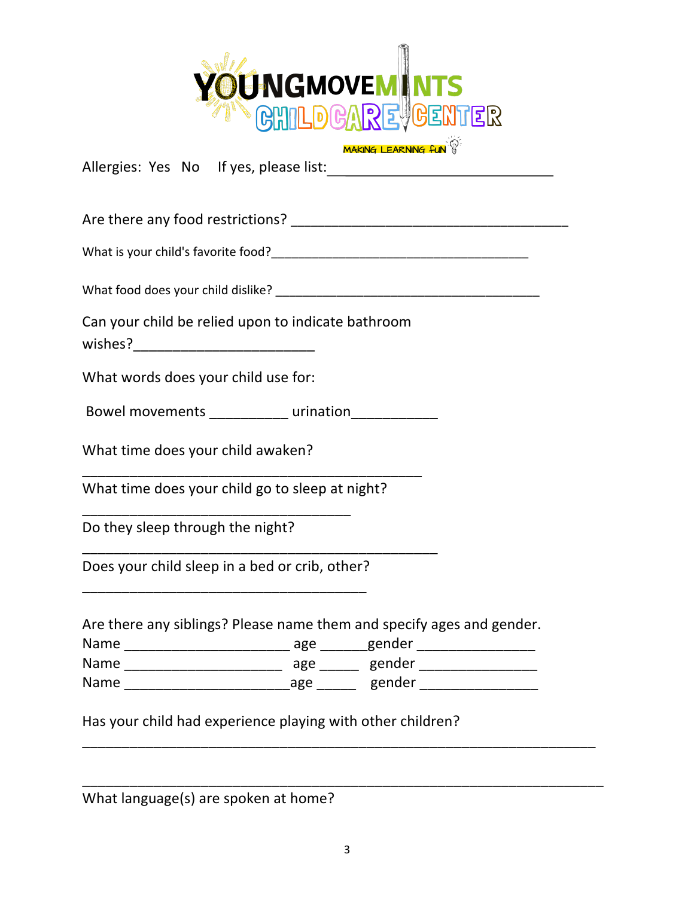YOUNGMOVEMINTS CHILDCARE CENTER

MAKING LEARNING FUN

Allergies: Yes No If yes, please list:_____________________________

Are there any food restrictions? _____________________________________

What is your child's favorite food?_____________________________________

What food does your child dislike? _____________________________________

Can your child be relied upon to indicate bathroom wishes?________________________

What words does your child use for:

Bowel movements __________ urination___________

What time does your child awaken?

____________________________________________

What time does your child go to sleep at night?

___________________________________

Do they sleep through the night?

______________________________________________

Does your child sleep in a bed or crib, other?

_____________________________________

Are there any siblings? Please name them and specify ages and gender.

Name _____________________ age ______gender _______________

Name _____________________ age _____ gender _______________

Name _____________________age _____ gender _______________

Has your child had experience playing with other children?

___________________________________________________________________

___________________________________________________________________

What language(s) are spoken at home?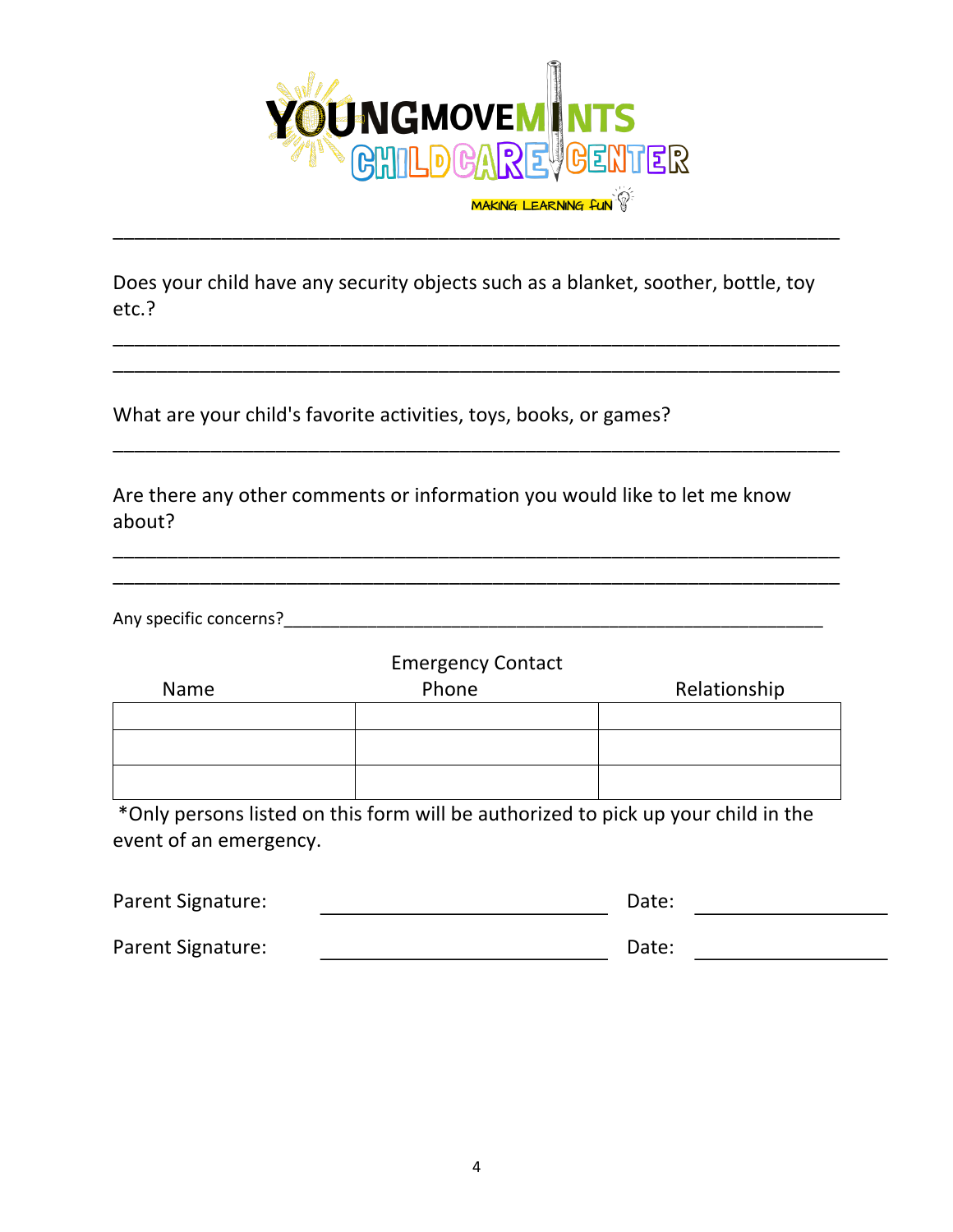YOUNGMOVEMINTS CHILDCARE CENTER

MAKING LEARNING FUN

___________________________________________________________________

Does your child have any security objects such as a blanket, soother, bottle, toy etc.?

___________________________________________________________________

___________________________________________________________________

What are your child's favorite activities, toys, books, or games?

___________________________________________________________________

Are there any other comments or information you would like to let me know about?

___________________________________________________________________

___________________________________________________________________

Any specific concerns?_____________________________________________________________

Emergency Contact

| Name | Phone | Relationship |
|---|---|---|
| | | |
| | | |
| | | |

*Only persons listed on this form will be authorized to pick up your child in the event of an emergency.

Parent Signature: ____________________________ Date: ___________________

Parent Signature: ____________________________ Date: ___________________